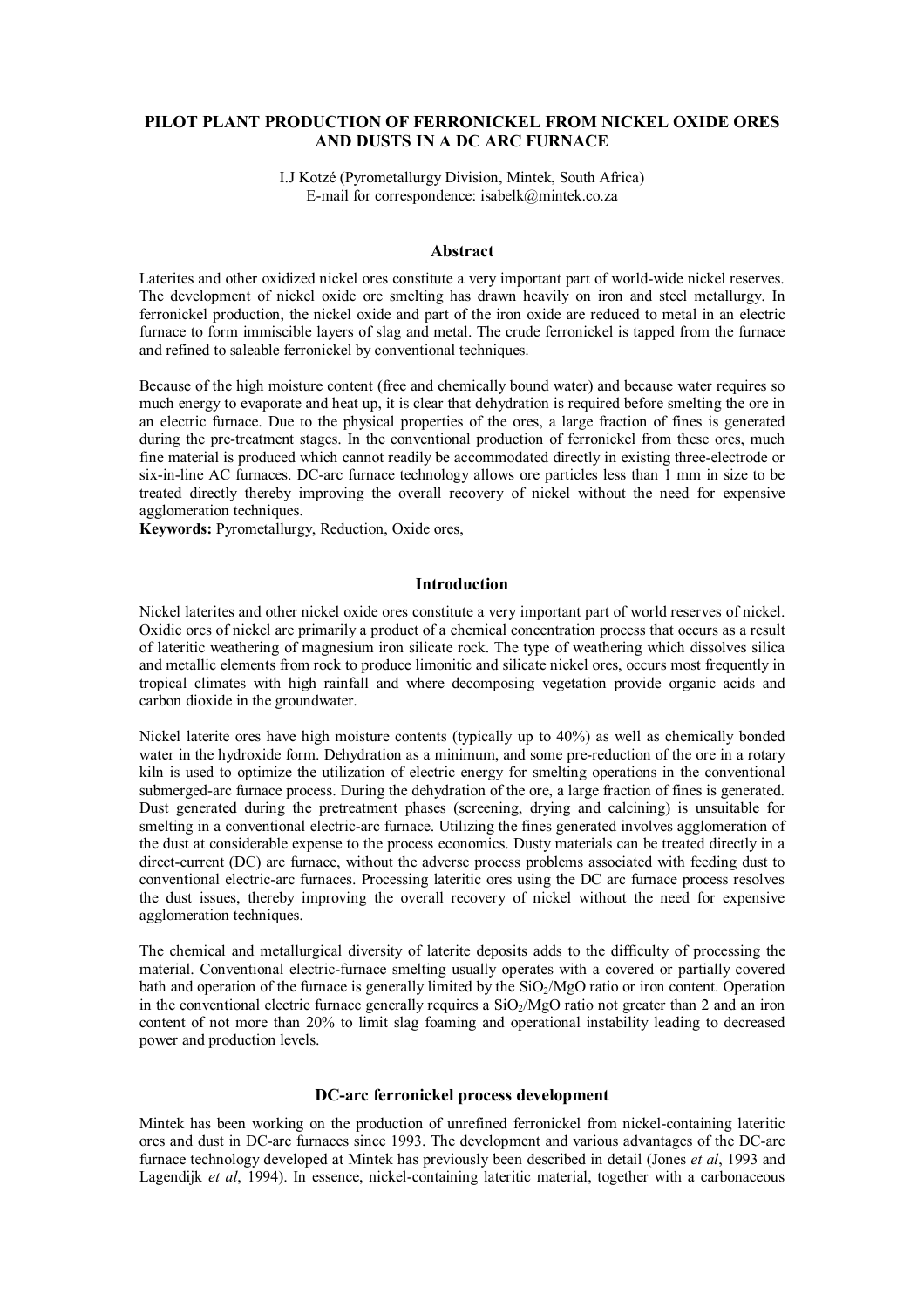# PILOT PLANT PRODUCTION OF FERRONICKEL FROM NICKEL OXIDE ORES AND DUSTS IN A DC ARC FURNACE

I.J Kotzé (Pyrometallurgy Division, Mintek, South Africa)
E-mail for correspondence: isabelk@mintek.co.za

## Abstract

Laterites and other oxidized nickel ores constitute a very important part of world-wide nickel reserves. The development of nickel oxide ore smelting has drawn heavily on iron and steel metallurgy. In ferronickel production, the nickel oxide and part of the iron oxide are reduced to metal in an electric furnace to form immiscible layers of slag and metal. The crude ferronickel is tapped from the furnace and refined to saleable ferronickel by conventional techniques.

Because of the high moisture content (free and chemically bound water) and because water requires so much energy to evaporate and heat up, it is clear that dehydration is required before smelting the ore in an electric furnace. Due to the physical properties of the ores, a large fraction of fines is generated during the pre-treatment stages. In the conventional production of ferronickel from these ores, much fine material is produced which cannot readily be accommodated directly in existing three-electrode or six-in-line AC furnaces. DC-arc furnace technology allows ore particles less than 1 mm in size to be treated directly thereby improving the overall recovery of nickel without the need for expensive agglomeration techniques.

**Keywords:** Pyrometallurgy, Reduction, Oxide ores,

## Introduction

Nickel laterites and other nickel oxide ores constitute a very important part of world reserves of nickel. Oxidic ores of nickel are primarily a product of a chemical concentration process that occurs as a result of lateritic weathering of magnesium iron silicate rock. The type of weathering which dissolves silica and metallic elements from rock to produce limonitic and silicate nickel ores, occurs most frequently in tropical climates with high rainfall and where decomposing vegetation provide organic acids and carbon dioxide in the groundwater.

Nickel laterite ores have high moisture contents (typically up to 40%) as well as chemically bonded water in the hydroxide form. Dehydration as a minimum, and some pre-reduction of the ore in a rotary kiln is used to optimize the utilization of electric energy for smelting operations in the conventional submerged-arc furnace process. During the dehydration of the ore, a large fraction of fines is generated. Dust generated during the pretreatment phases (screening, drying and calcining) is unsuitable for smelting in a conventional electric-arc furnace. Utilizing the fines generated involves agglomeration of the dust at considerable expense to the process economics. Dusty materials can be treated directly in a direct-current (DC) arc furnace, without the adverse process problems associated with feeding dust to conventional electric-arc furnaces. Processing lateritic ores using the DC arc furnace process resolves the dust issues, thereby improving the overall recovery of nickel without the need for expensive agglomeration techniques.

The chemical and metallurgical diversity of laterite deposits adds to the difficulty of processing the material. Conventional electric-furnace smelting usually operates with a covered or partially covered bath and operation of the furnace is generally limited by the $SiO_2/MgO$ ratio or iron content. Operation in the conventional electric furnace generally requires a $SiO_2/MgO$ ratio not greater than 2 and an iron content of not more than 20% to limit slag foaming and operational instability leading to decreased power and production levels.

## DC-arc ferronickel process development

Mintek has been working on the production of unrefined ferronickel from nickel-containing lateritic ores and dust in DC-arc furnaces since 1993. The development and various advantages of the DC-arc furnace technology developed at Mintek has previously been described in detail (Jones *et al*, 1993 and Lagendijk *et al*, 1994). In essence, nickel-containing lateritic material, together with a carbonaceous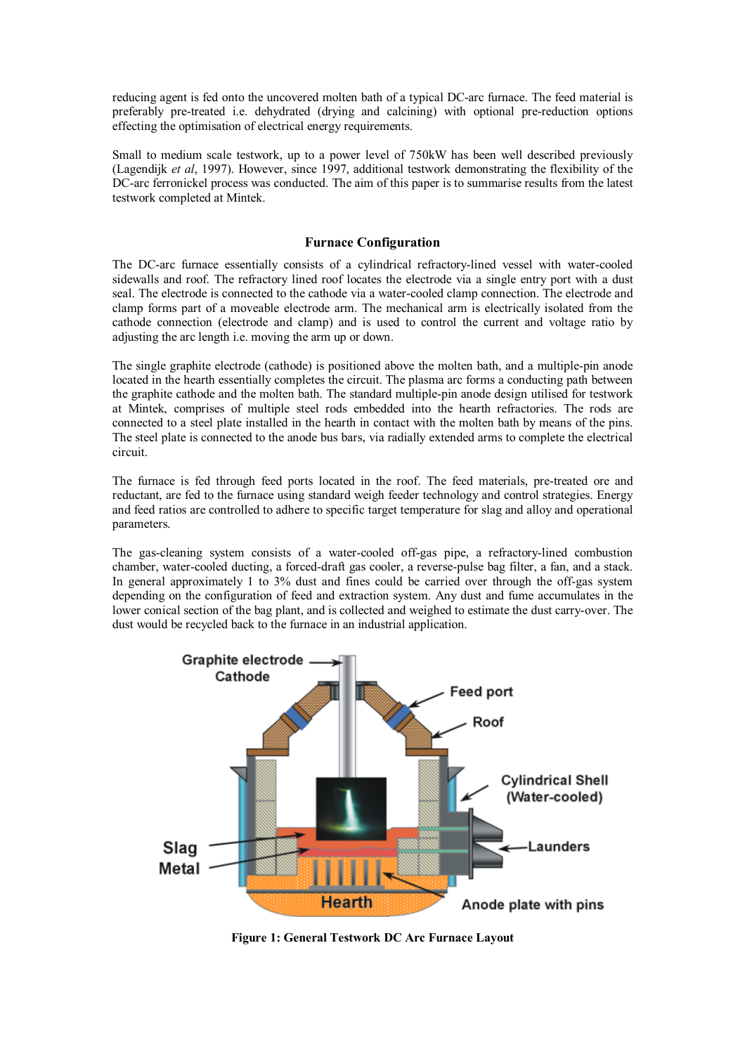reducing agent is fed onto the uncovered molten bath of a typical DC-arc furnace. The feed material is preferably pre-treated i.e. dehydrated (drying and calcining) with optional pre-reduction options effecting the optimisation of electrical energy requirements.

Small to medium scale testwork, up to a power level of 750kW has been well described previously (Lagendijk *et al*, 1997). However, since 1997, additional testwork demonstrating the flexibility of the DC-arc ferronickel process was conducted. The aim of this paper is to summarise results from the latest testwork completed at Mintek.

## Furnace Configuration

The DC-arc furnace essentially consists of a cylindrical refractory-lined vessel with water-cooled sidewalls and roof. The refractory lined roof locates the electrode via a single entry port with a dust seal. The electrode is connected to the cathode via a water-cooled clamp connection. The electrode and clamp forms part of a moveable electrode arm. The mechanical arm is electrically isolated from the cathode connection (electrode and clamp) and is used to control the current and voltage ratio by adjusting the arc length i.e. moving the arm up or down.

The single graphite electrode (cathode) is positioned above the molten bath, and a multiple-pin anode located in the hearth essentially completes the circuit. The plasma arc forms a conducting path between the graphite cathode and the molten bath. The standard multiple-pin anode design utilised for testwork at Mintek, comprises of multiple steel rods embedded into the hearth refractories. The rods are connected to a steel plate installed in the hearth in contact with the molten bath by means of the pins. The steel plate is connected to the anode bus bars, via radially extended arms to complete the electrical circuit.

The furnace is fed through feed ports located in the roof. The feed materials, pre-treated ore and reductant, are fed to the furnace using standard weigh feeder technology and control strategies. Energy and feed ratios are controlled to adhere to specific target temperature for slag and alloy and operational parameters.

The gas-cleaning system consists of a water-cooled off-gas pipe, a refractory-lined combustion chamber, water-cooled ducting, a forced-draft gas cooler, a reverse-pulse bag filter, a fan, and a stack. In general approximately 1 to 3% dust and fines could be carried over through the off-gas system depending on the configuration of feed and extraction system. Any dust and fume accumulates in the lower conical section of the bag plant, and is collected and weighed to estimate the dust carry-over. The dust would be recycled back to the furnace in an industrial application.

Graphite electrode
Cathode
Feed port
Roof
Cylindrical Shell
(Water-cooled)
Slag
Metal
Launders
Hearth
Anode plate with pins

**Figure 1: General Testwork DC Arc Furnace Layout**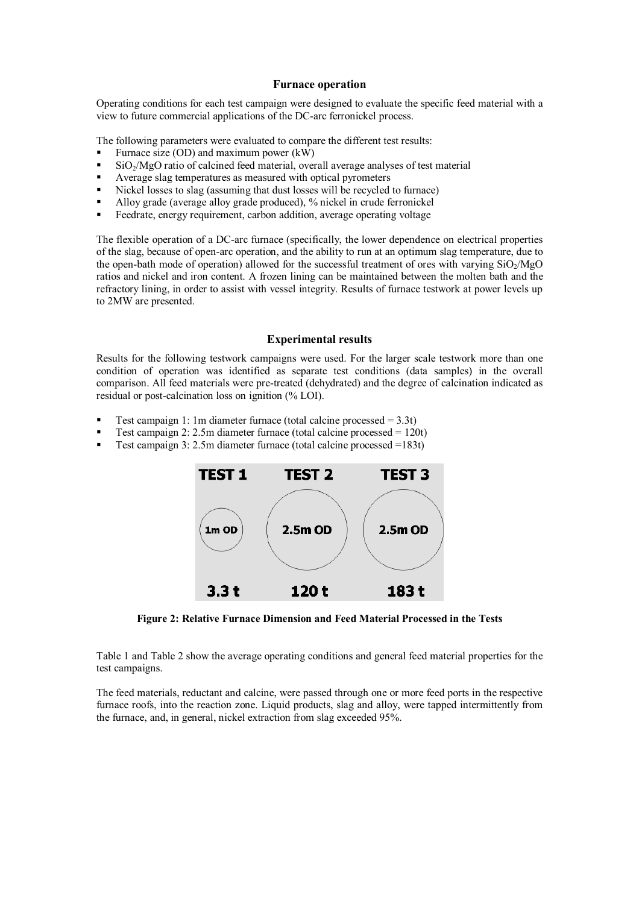### Furnace operation

Operating conditions for each test campaign were designed to evaluate the specific feed material with a view to future commercial applications of the DC-arc ferronickel process.

The following parameters were evaluated to compare the different test results:

- Furnace size (OD) and maximum power (kW)
- $SiO_2$/MgO ratio of calcined feed material, overall average analyses of test material
- Average slag temperatures as measured with optical pyrometers
- Nickel losses to slag (assuming that dust losses will be recycled to furnace)
- Alloy grade (average alloy grade produced), % nickel in crude ferronickel
- Feedrate, energy requirement, carbon addition, average operating voltage

The flexible operation of a DC-arc furnace (specifically, the lower dependence on electrical properties of the slag, because of open-arc operation, and the ability to run at an optimum slag temperature, due to the open-bath mode of operation) allowed for the successful treatment of ores with varying $SiO_2$/MgO ratios and nickel and iron content. A frozen lining can be maintained between the molten bath and the refractory lining, in order to assist with vessel integrity. Results of furnace testwork at power levels up to 2MW are presented.

### Experimental results

Results for the following testwork campaigns were used. For the larger scale testwork more than one condition of operation was identified as separate test conditions (data samples) in the overall comparison. All feed materials were pre-treated (dehydrated) and the degree of calcination indicated as residual or post-calcination loss on ignition (% LOI).

- Test campaign 1: 1m diameter furnace (total calcine processed = 3.3t)
- Test campaign 2: 2.5m diameter furnace (total calcine processed = 120t)
- Test campaign 3: 2.5m diameter furnace (total calcine processed =183t)

| TEST 1 | TEST 2 | TEST 3 |
|---|---|---|
| 1m OD | 2.5m OD | 2.5m OD |
| 3.3 t | 120 t | 183 t |

**Figure 2: Relative Furnace Dimension and Feed Material Processed in the Tests**

Table 1 and Table 2 show the average operating conditions and general feed material properties for the test campaigns.

The feed materials, reductant and calcine, were passed through one or more feed ports in the respective furnace roofs, into the reaction zone. Liquid products, slag and alloy, were tapped intermittently from the furnace, and, in general, nickel extraction from slag exceeded 95%.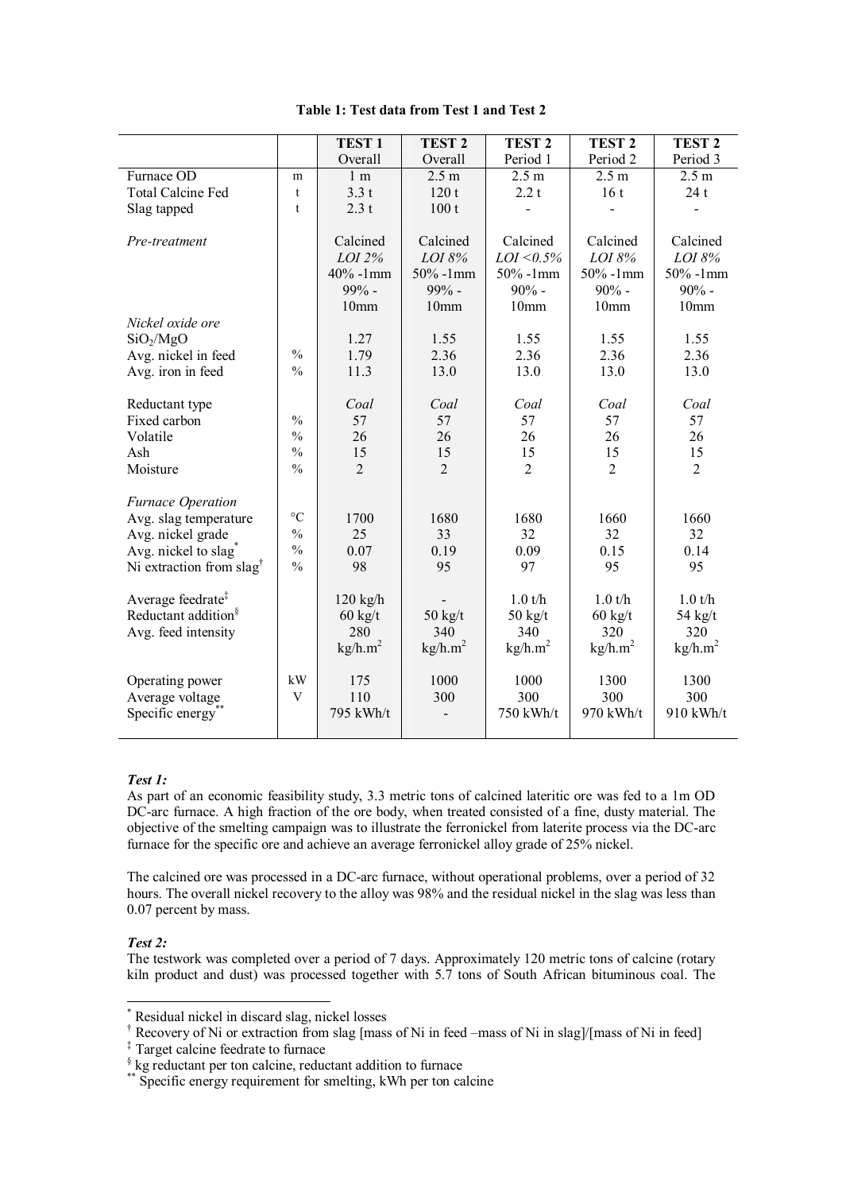**Table 1: Test data from Test 1 and Test 2**

| | | TEST 1 Overall | TEST 2 Overall | TEST 2 Period 1 | TEST 2 Period 2 | TEST 2 Period 3 |
|---|---|---|---|---|---|---|
| Furnace OD | m | 1 m | 2.5 m | 2.5 m | 2.5 m | 2.5 m |
| Total Calcine Fed | t | 3.3 t | 120 t | 2.2 t | 16 t | 24 t |
| Slag tapped | t | 2.3 t | 100 t | - | - | - |
| *Pre-treatment* | | Calcined *LOI 2%* 40% -1mm 99% -10mm | Calcined *LOI 8%* 50% -1mm 99% -10mm | Calcined *LOI <0.5%* 50% -1mm 90% -10mm | Calcined *LOI 8%* 50% -1mm 90% -10mm | Calcined *LOI 8%* 50% -1mm 90% -10mm |
| *Nickel oxide ore* | | | | | | |
| $SiO_2/MgO$ | | 1.27 | 1.55 | 1.55 | 1.55 | 1.55 |
| Avg. nickel in feed | % | 1.79 | 2.36 | 2.36 | 2.36 | 2.36 |
| Avg. iron in feed | % | 11.3 | 13.0 | 13.0 | 13.0 | 13.0 |
| Reductant type | | *Coal* | *Coal* | *Coal* | *Coal* | *Coal* |
| Fixed carbon | % | 57 | 57 | 57 | 57 | 57 |
| Volatile | % | 26 | 26 | 26 | 26 | 26 |
| Ash | % | 15 | 15 | 15 | 15 | 15 |
| Moisture | % | 2 | 2 | 2 | 2 | 2 |
| *Furnace Operation* | | | | | | |
| Avg. slag temperature | °C | 1700 | 1680 | 1680 | 1660 | 1660 |
| Avg. nickel grade | % | 25 | 33 | 32 | 32 | 32 |
| Avg. nickel to slag* | % | 0.07 | 0.19 | 0.09 | 0.15 | 0.14 |
| Ni extraction from slag† | % | 98 | 95 | 97 | 95 | 95 |
| Average feedrate‡ | | 120 kg/h | - | 1.0 t/h | 1.0 t/h | 1.0 t/h |
| Reductant addition§ | | 60 kg/t | 50 kg/t | 50 kg/t | 60 kg/t | 54 kg/t |
| Avg. feed intensity | | 280 $kg/h.m^2$ | 340 $kg/h.m^2$ | 340 $kg/h.m^2$ | 320 $kg/h.m^2$ | 320 $kg/h.m^2$ |
| Operating power | kW | 175 | 1000 | 1000 | 1300 | 1300 |
| Average voltage | V | 110 | 300 | 300 | 300 | 300 |
| Specific energy** | | 795 kWh/t | - | 750 kWh/t | 970 kWh/t | 910 kWh/t |

***Test 1:***

As part of an economic feasibility study, 3.3 metric tons of calcined lateritic ore was fed to a 1m OD DC-arc furnace. A high fraction of the ore body, when treated consisted of a fine, dusty material. The objective of the smelting campaign was to illustrate the ferronickel from laterite process via the DC-arc furnace for the specific ore and achieve an average ferronickel alloy grade of 25% nickel.

The calcined ore was processed in a DC-arc furnace, without operational problems, over a period of 32 hours. The overall nickel recovery to the alloy was 98% and the residual nickel in the slag was less than 0.07 percent by mass.

***Test 2:***

The testwork was completed over a period of 7 days. Approximately 120 metric tons of calcine (rotary kiln product and dust) was processed together with 5.7 tons of South African bituminous coal. The

---

\* Residual nickel in discard slag, nickel losses

† Recovery of Ni or extraction from slag [mass of Ni in feed –mass of Ni in slag]/[mass of Ni in feed]

‡ Target calcine feedrate to furnace

§ kg reductant per ton calcine, reductant addition to furnace

** Specific energy requirement for smelting, kWh per ton calcine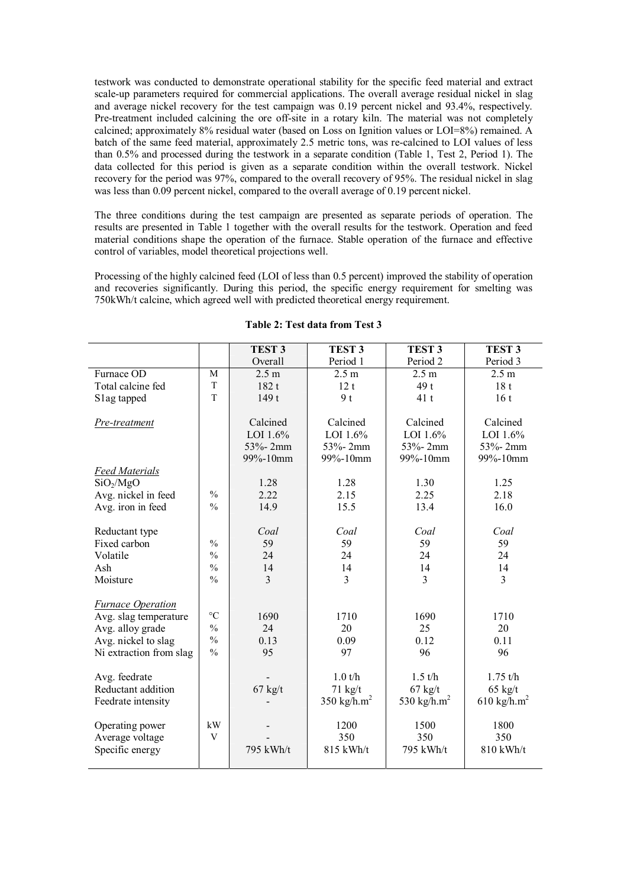testwork was conducted to demonstrate operational stability for the specific feed material and extract scale-up parameters required for commercial applications. The overall average residual nickel in slag and average nickel recovery for the test campaign was 0.19 percent nickel and 93.4%, respectively. Pre-treatment included calcining the ore off-site in a rotary kiln. The material was not completely calcined; approximately 8% residual water (based on Loss on Ignition values or LOI=8%) remained. A batch of the same feed material, approximately 2.5 metric tons, was re-calcined to LOI values of less than 0.5% and processed during the testwork in a separate condition (Table 1, Test 2, Period 1). The data collected for this period is given as a separate condition within the overall testwork. Nickel recovery for the period was 97%, compared to the overall recovery of 95%. The residual nickel in slag was less than 0.09 percent nickel, compared to the overall average of 0.19 percent nickel.

The three conditions during the test campaign are presented as separate periods of operation. The results are presented in Table 1 together with the overall results for the testwork. Operation and feed material conditions shape the operation of the furnace. Stable operation of the furnace and effective control of variables, model theoretical projections well.

Processing of the highly calcined feed (LOI of less than 0.5 percent) improved the stability of operation and recoveries significantly. During this period, the specific energy requirement for smelting was 750kWh/t calcine, which agreed well with predicted theoretical energy requirement.

**Table 2: Test data from Test 3**

| | | **TEST 3** Overall | **TEST 3** Period 1 | **TEST 3** Period 2 | **TEST 3** Period 3 |
|---|---|---|---|---|---|
| Furnace OD | M | 2.5 m | 2.5 m | 2.5 m | 2.5 m |
| Total calcine fed | T | 182 t | 12 t | 49 t | 18 t |
| S1ag tapped | T | 149 t | 9 t | 41 t | 16 t |
| *Pre-treatment* | | Calcined LOI 1.6% 53%- 2mm 99%-10mm | Calcined LOI 1.6% 53%- 2mm 99%-10mm | Calcined LOI 1.6% 53%- 2mm 99%-10mm | Calcined LOI 1.6% 53%- 2mm 99%-10mm |
| *Feed Materials* | | | | | |
| $SiO_2/MgO$ | | 1.28 | 1.28 | 1.30 | 1.25 |
| Avg. nickel in feed | % | 2.22 | 2.15 | 2.25 | 2.18 |
| Avg. iron in feed | % | 14.9 | 15.5 | 13.4 | 16.0 |
| Reductant type | | *Coal* | *Coal* | *Coal* | *Coal* |
| Fixed carbon | % | 59 | 59 | 59 | 59 |
| Volatile | % | 24 | 24 | 24 | 24 |
| Ash | % | 14 | 14 | 14 | 14 |
| Moisture | % | 3 | 3 | 3 | 3 |
| *Furnace Operation* | | | | | |
| Avg. slag temperature | °C | 1690 | 1710 | 1690 | 1710 |
| Avg. alloy grade | % | 24 | 20 | 25 | 20 |
| Avg. nickel to slag | % | 0.13 | 0.09 | 0.12 | 0.11 |
| Ni extraction from slag | % | 95 | 97 | 96 | 96 |
| Avg. feedrate | | - | 1.0 t/h | 1.5 t/h | 1.75 t/h |
| Reductant addition | | 67 kg/t | 71 kg/t | 67 kg/t | 65 kg/t |
| Feedrate intensity | | - | 350 kg/h.m$^2$ | 530 kg/h.m$^2$ | 610 kg/h.m$^2$ |
| Operating power | kW | - | 1200 | 1500 | 1800 |
| Average voltage | V | - | 350 | 350 | 350 |
| Specific energy | | 795 kWh/t | 815 kWh/t | 795 kWh/t | 810 kWh/t |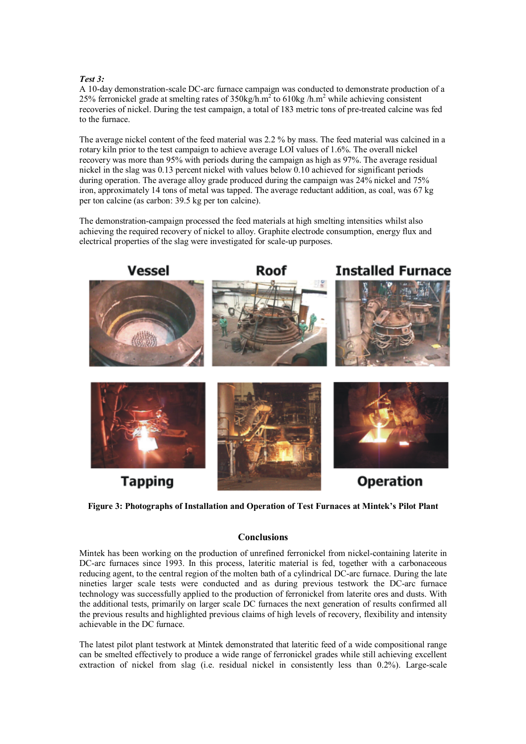***Test 3:***
A 10-day demonstration-scale DC-arc furnace campaign was conducted to demonstrate production of a 25% ferronickel grade at smelting rates of 350kg/h.m$^2$ to 610kg /h.m$^2$ while achieving consistent recoveries of nickel. During the test campaign, a total of 183 metric tons of pre-treated calcine was fed to the furnace.

The average nickel content of the feed material was 2.2 % by mass. The feed material was calcined in a rotary kiln prior to the test campaign to achieve average LOI values of 1.6%. The overall nickel recovery was more than 95% with periods during the campaign as high as 97%. The average residual nickel in the slag was 0.13 percent nickel with values below 0.10 achieved for significant periods during operation. The average alloy grade produced during the campaign was 24% nickel and 75% iron, approximately 14 tons of metal was tapped. The average reductant addition, as coal, was 67 kg per ton calcine (as carbon: 39.5 kg per ton calcine).

The demonstration-campaign processed the feed materials at high smelting intensities whilst also achieving the required recovery of nickel to alloy. Graphite electrode consumption, energy flux and electrical properties of the slag were investigated for scale-up purposes.

Vessel | Roof | Installed Furnace

Tapping | Operation

**Figure 3: Photographs of Installation and Operation of Test Furnaces at Mintek's Pilot Plant**

## Conclusions

Mintek has been working on the production of unrefined ferronickel from nickel-containing laterite in DC-arc furnaces since 1993. In this process, lateritic material is fed, together with a carbonaceous reducing agent, to the central region of the molten bath of a cylindrical DC-arc furnace. During the late nineties larger scale tests were conducted and as during previous testwork the DC-arc furnace technology was successfully applied to the production of ferronickel from laterite ores and dusts. With the additional tests, primarily on larger scale DC furnaces the next generation of results confirmed all the previous results and highlighted previous claims of high levels of recovery, flexibility and intensity achievable in the DC furnace.

The latest pilot plant testwork at Mintek demonstrated that lateritic feed of a wide compositional range can be smelted effectively to produce a wide range of ferronickel grades while still achieving excellent extraction of nickel from slag (i.e. residual nickel in consistently less than 0.2%). Large-scale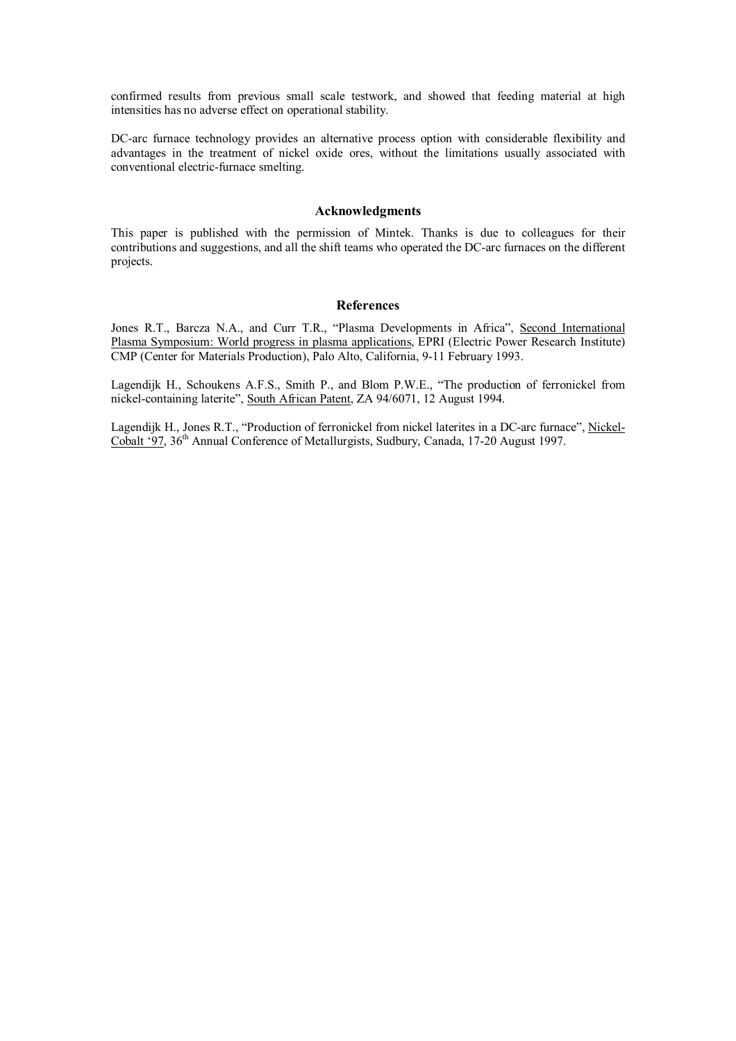confirmed results from previous small scale testwork, and showed that feeding material at high intensities has no adverse effect on operational stability.

DC-arc furnace technology provides an alternative process option with considerable flexibility and advantages in the treatment of nickel oxide ores, without the limitations usually associated with conventional electric-furnace smelting.

## Acknowledgments

This paper is published with the permission of Mintek. Thanks is due to colleagues for their contributions and suggestions, and all the shift teams who operated the DC-arc furnaces on the different projects.

## References

Jones R.T., Barcza N.A., and Curr T.R., "Plasma Developments in Africa", Second International Plasma Symposium: World progress in plasma applications, EPRI (Electric Power Research Institute) CMP (Center for Materials Production), Palo Alto, California, 9-11 February 1993.

Lagendijk H., Schoukens A.F.S., Smith P., and Blom P.W.E., "The production of ferronickel from nickel-containing laterite", South African Patent, ZA 94/6071, 12 August 1994.

Lagendijk H., Jones R.T., "Production of ferronickel from nickel laterites in a DC-arc furnace", Nickel-Cobalt '97, 36th Annual Conference of Metallurgists, Sudbury, Canada, 17-20 August 1997.